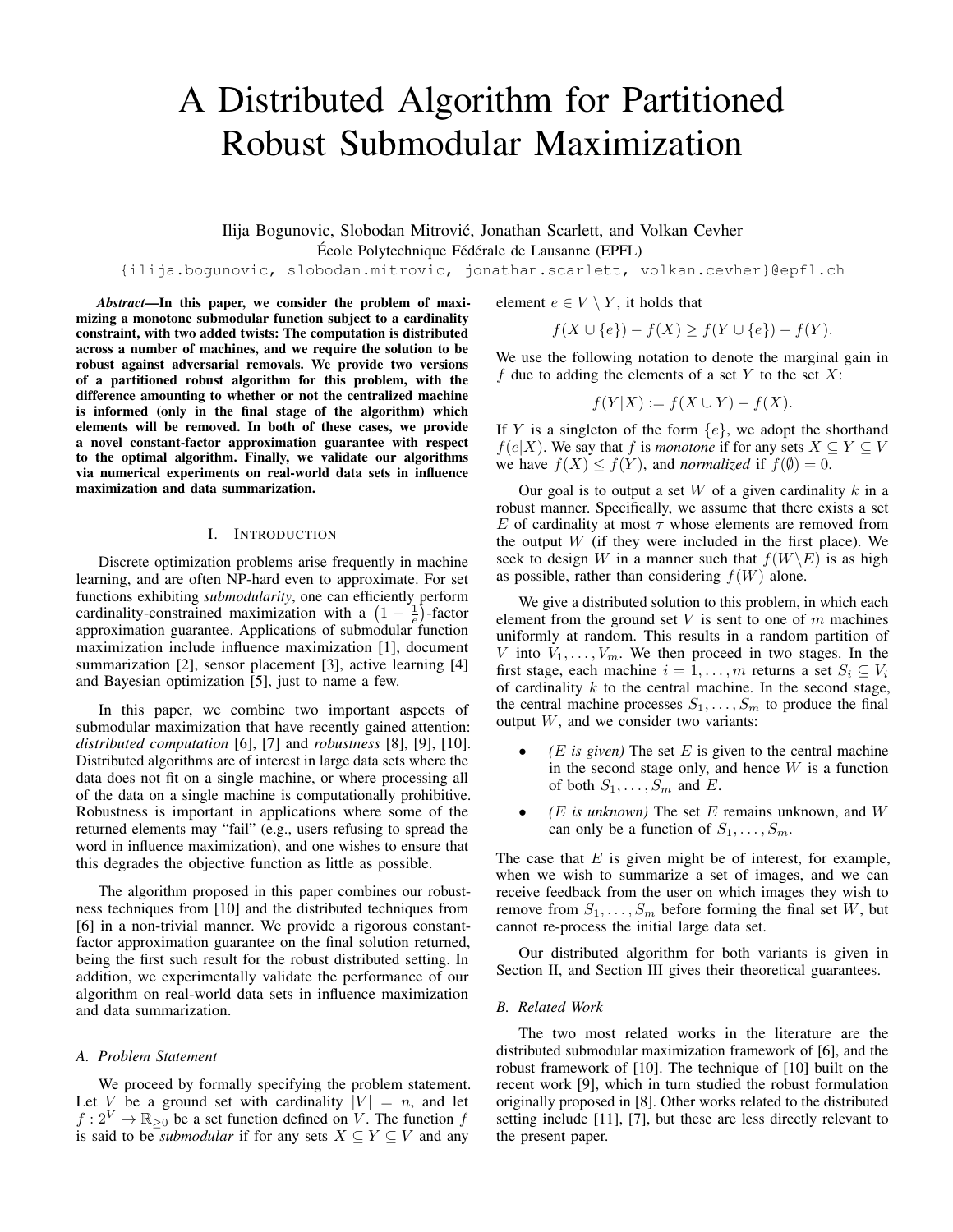# A Distributed Algorithm for Partitioned Robust Submodular Maximization

Ilija Bogunovic, Slobodan Mitrović, Jonathan Scarlett, and Volkan Cevher

École Polytechnique Fédérale de Lausanne (EPFL)

{ilija.bogunovic, slobodan.mitrovic, jonathan.scarlett, volkan.cevher}@epfl.ch

***Abstract*—In this paper, we consider the problem of maximizing a monotone submodular function subject to a cardinality constraint, with two added twists: The computation is distributed across a number of machines, and we require the solution to be robust against adversarial removals. We provide two versions of a partitioned robust algorithm for this problem, with the difference amounting to whether or not the centralized machine is informed (only in the final stage of the algorithm) which elements will be removed. In both of these cases, we provide a novel constant-factor approximation guarantee with respect to the optimal algorithm. Finally, we validate our algorithms via numerical experiments on real-world data sets in influence maximization and data summarization.**

## I. Introduction

Discrete optimization problems arise frequently in machine learning, and are often NP-hard even to approximate. For set functions exhibiting *submodularity*, one can efficiently perform cardinality-constrained maximization with a $\left(1 - \frac{1}{e}\right)$-factor approximation guarantee. Applications of submodular function maximization include influence maximization [1], document summarization [2], sensor placement [3], active learning [4] and Bayesian optimization [5], just to name a few.

In this paper, we combine two important aspects of submodular maximization that have recently gained attention: *distributed computation* [6], [7] and *robustness* [8], [9], [10]. Distributed algorithms are of interest in large data sets where the data does not fit on a single machine, or where processing all of the data on a single machine is computationally prohibitive. Robustness is important in applications where some of the returned elements may "fail" (e.g., users refusing to spread the word in influence maximization), and one wishes to ensure that this degrades the objective function as little as possible.

The algorithm proposed in this paper combines our robustness techniques from [10] and the distributed techniques from [6] in a non-trivial manner. We provide a rigorous constant-factor approximation guarantee on the final solution returned, being the first such result for the robust distributed setting. In addition, we experimentally validate the performance of our algorithm on real-world data sets in influence maximization and data summarization.

### A. Problem Statement

We proceed by formally specifying the problem statement. Let $V$ be a ground set with cardinality $|V| = n$, and let $f : 2^V \to \mathbb{R}_{\geq 0}$ be a set function defined on $V$. The function $f$ is said to be *submodular* if for any sets $X \subseteq Y \subseteq V$ and any element $e \in V \setminus Y$, it holds that

$$f(X \cup \{e\}) - f(X) \geq f(Y \cup \{e\}) - f(Y).$$

We use the following notation to denote the marginal gain in $f$ due to adding the elements of a set $Y$ to the set $X$:

$$f(Y|X) := f(X \cup Y) - f(X).$$

If $Y$ is a singleton of the form $\{e\}$, we adopt the shorthand $f(e|X)$. We say that $f$ is *monotone* if for any sets $X \subseteq Y \subseteq V$ we have $f(X) \leq f(Y)$, and *normalized* if $f(\emptyset) = 0$.

Our goal is to output a set $W$ of a given cardinality $k$ in a robust manner. Specifically, we assume that there exists a set $E$ of cardinality at most $\tau$ whose elements are removed from the output $W$ (if they were included in the first place). We seek to design $W$ in a manner such that $f(W \setminus E)$ is as high as possible, rather than considering $f(W)$ alone.

We give a distributed solution to this problem, in which each element from the ground set $V$ is sent to one of $m$ machines uniformly at random. This results in a random partition of $V$ into $V_1, \dots, V_m$. We then proceed in two stages. In the first stage, each machine $i = 1, \dots, m$ returns a set $S_i \subseteq V_i$ of cardinality $k$ to the central machine. In the second stage, the central machine processes $S_1, \dots, S_m$ to produce the final output $W$, and we consider two variants:

- *($E$ is given)* The set $E$ is given to the central machine in the second stage only, and hence $W$ is a function of both $S_1, \dots, S_m$ and $E$.
- *($E$ is unknown)* The set $E$ remains unknown, and $W$ can only be a function of $S_1, \dots, S_m$.

The case that $E$ is given might be of interest, for example, when we wish to summarize a set of images, and we can receive feedback from the user on which images they wish to remove from $S_1, \dots, S_m$ before forming the final set $W$, but cannot re-process the initial large data set.

Our distributed algorithm for both variants is given in Section II, and Section III gives their theoretical guarantees.

### B. Related Work

The two most related works in the literature are the distributed submodular maximization framework of [6], and the robust framework of [10]. The technique of [10] built on the recent work [9], which in turn studied the robust formulation originally proposed in [8]. Other works related to the distributed setting include [11], [7], but these are less directly relevant to the present paper.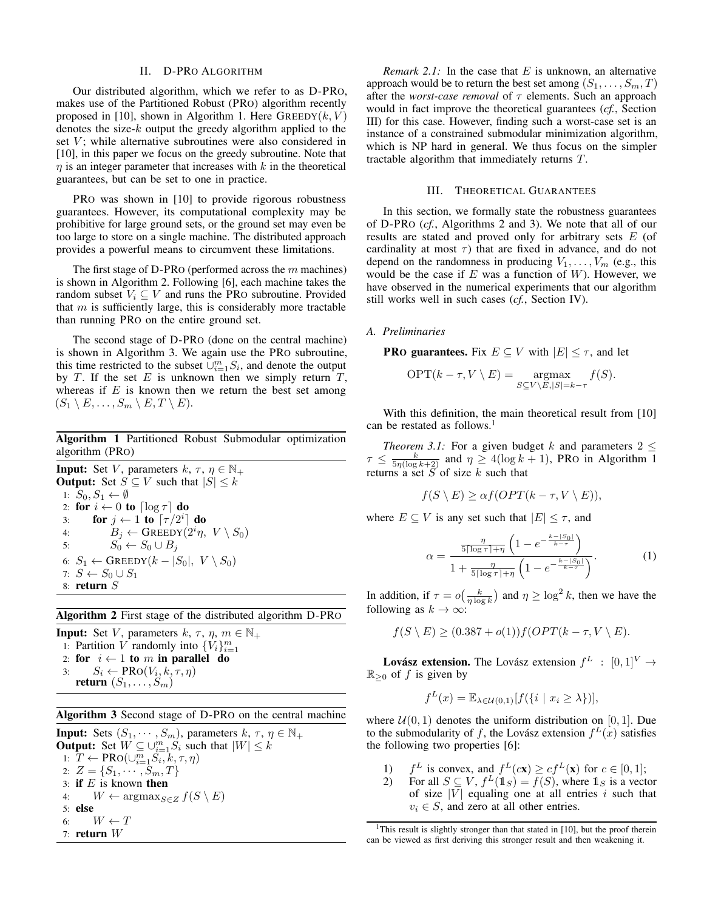## II. D-PRO ALGORITHM

Our distributed algorithm, which we refer to as D-PRO, makes use of the Partitioned Robust (PRO) algorithm recently proposed in [10], shown in Algorithm 1. Here $\text{GREEDY}(k, V)$ denotes the size-$k$ output the greedy algorithm applied to the set $V$; while alternative subroutines were also considered in [10], in this paper we focus on the greedy subroutine. Note that $\eta$ is an integer parameter that increases with $k$ in the theoretical guarantees, but can be set to one in practice.

PRO was shown in [10] to provide rigorous robustness guarantees. However, its computational complexity may be prohibitive for large ground sets, or the ground set may even be too large to store on a single machine. The distributed approach provides a powerful means to circumvent these limitations.

The first stage of D-PRO (performed across the $m$ machines) is shown in Algorithm 2. Following [6], each machine takes the random subset $V_i \subseteq V$ and runs the PRO subroutine. Provided that $m$ is sufficiently large, this is considerably more tractable than running PRO on the entire ground set.

The second stage of D-PRO (done on the central machine) is shown in Algorithm 3. We again use the PRO subroutine, this time restricted to the subset $\cup_{i=1}^m S_i$, and denote the output by $T$. If the set $E$ is unknown then we simply return $T$, whereas if $E$ is known then we return the best set among $(S_1 \setminus E, \dots, S_m \setminus E, T \setminus E)$.

**Algorithm 1** Partitioned Robust Submodular optimization algorithm (PRO)

**Input:** Set $V$, parameters $k$, $\tau$, $\eta \in \mathbb{N}_+$
**Output:** Set $S \subseteq V$ such that $|S| \leq k$

```
1: S_0, S_1 ← ∅
2: for i ← 0 to ⌈log τ⌉ do
3:     for j ← 1 to ⌈τ/2^i⌉ do
4:         B_j ← GREEDY(2^i η, V \ S_0)
5:         S_0 ← S_0 ∪ B_j
6: S_1 ← GREEDY(k − |S_0|, V \ S_0)
7: S ← S_0 ∪ S_1
8: return S
```

**Algorithm 2** First stage of the distributed algorithm D-PRO

**Input:** Set $V$, parameters $k$, $\tau$, $\eta$, $m \in \mathbb{N}_+$

```
1: Partition V randomly into {V_i}_{i=1}^m
2: for i ← 1 to m in parallel do
3:     S_i ← PRO(V_i, k, τ, η)
   return (S_1, ..., S_m)
```

**Algorithm 3** Second stage of D-PRO on the central machine

**Input:** Sets $(S_1, \cdots, S_m)$, parameters $k$, $\tau$, $\eta \in \mathbb{N}_+$
**Output:** Set $W \subseteq \cup_{i=1}^m S_i$ such that $|W| \leq k$

```
1: T ← PRO(∪_{i=1}^m S_i, k, τ, η)
2: Z = {S_1, ..., S_m, T}
3: if E is known then
4:     W ← argmax_{S∈Z} f(S \ E)
5: else
6:     W ← T
7: return W
```

*Remark 2.1:* In the case that $E$ is unknown, an alternative approach would be to return the best set among $(S_1, \dots, S_m, T)$ after the *worst-case removal* of $\tau$ elements. Such an approach would in fact improve the theoretical guarantees (*cf.*, Section III) for this case. However, finding such a worst-case set is an instance of a constrained submodular minimization algorithm, which is NP hard in general. We thus focus on the simpler tractable algorithm that immediately returns $T$.

## III. THEORETICAL GUARANTEES

In this section, we formally state the robustness guarantees of D-PRO (*cf.*, Algorithms 2 and 3). We note that all of our results are stated and proved only for arbitrary sets $E$ (of cardinality at most $\tau$) that are fixed in advance, and do not depend on the randomness in producing $V_1, \dots, V_m$ (e.g., this would be the case if $E$ was a function of $W$). However, we have observed in the numerical experiments that our algorithm still works well in such cases (*cf.*, Section IV).

### A. Preliminaries

**PRO guarantees.** Fix $E \subseteq V$ with $|E| \leq \tau$, and let

$$\text{OPT}(k - \tau, V \setminus E) = \underset{S \subseteq V \setminus E, |S| = k - \tau}{\text{argmax}} f(S).$$

With this definition, the main theoretical result from [10] can be restated as follows.[1]

*Theorem 3.1:* For a given budget $k$ and parameters $2 \leq \tau \leq \frac{k}{5\eta(\log k + 2)}$ and $\eta \geq 4(\log k + 1)$, PRO in Algorithm 1 returns a set $S$ of size $k$ such that

$$f(S \setminus E) \geq \alpha f(OPT(k - \tau, V \setminus E)),$$

where $E \subseteq V$ is any set such that $|E| \leq \tau$, and

$$\alpha = \frac{\frac{\eta}{5\lceil \log \tau \rceil + \eta}\left(1 - e^{-\frac{k - |S_0|}{k - \tau}}\right)}{1 + \frac{\eta}{5\lceil \log \tau \rceil + \eta}\left(1 - e^{-\frac{k - |S_0|}{k - \tau}}\right)}. \tag{1}$$

In addition, if $\tau = o\left(\frac{k}{\eta \log k}\right)$ and $\eta \geq \log^2 k$, then we have the following as $k \to \infty$:

$$f(S \setminus E) \geq (0.387 + o(1)) f(OPT(k - \tau, V \setminus E)).$$

**Lovász extension.** The Lovász extension $f^L : [0,1]^V \to \mathbb{R}_{\geq 0}$ of $f$ is given by

$$f^L(x) = \mathbb{E}_{\lambda \in \mathcal{U}(0,1)}[f(\{i \mid x_i \geq \lambda\})],$$

where $\mathcal{U}(0,1)$ denotes the uniform distribution on $[0,1]$. Due to the submodularity of $f$, the Lovász extension $f^L(x)$ satisfies the following two properties [6]:

1) $f^L$ is convex, and $f^L(c\mathbf{x}) \geq c f^L(\mathbf{x})$ for $c \in [0,1]$;
2) For all $S \subseteq V$, $f^L(\mathbb{1}_S) = f(S)$, where $\mathbb{1}_S$ is a vector of size $|V|$ equaling one at all entries $i$ such that $v_i \in S$, and zero at all other entries.

[1] This result is slightly stronger than that stated in [10], but the proof therein can be viewed as first deriving this stronger result and then weakening it.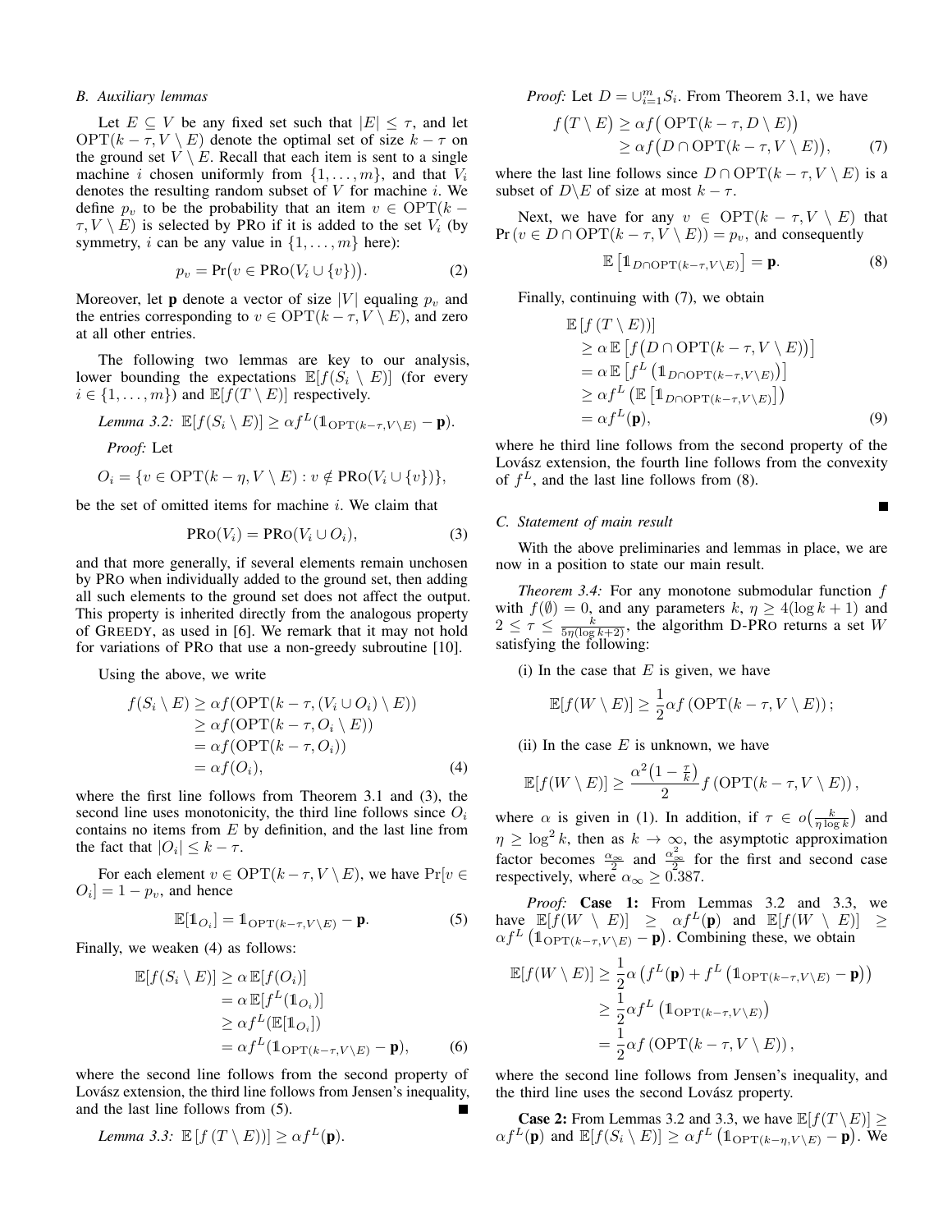### B. Auxiliary lemmas

Let $E \subseteq V$ be any fixed set such that $|E| \leq \tau$, and let $\text{OPT}(k-\tau, V \setminus E)$ denote the optimal set of size $k-\tau$ on the ground set $V \setminus E$. Recall that each item is sent to a single machine $i$ chosen uniformly from $\{1, \ldots, m\}$, and that $V_i$ denotes the resulting random subset of $V$ for machine $i$. We define $p_v$ to be the probability that an item $v \in \text{OPT}(k-\tau, V \setminus E)$ is selected by PRO if it is added to the set $V_i$ (by symmetry, $i$ can be any value in $\{1, \ldots, m\}$ here):

$$p_v = \Pr\big(v \in \text{PRO}(V_i \cup \{v\})\big). \tag{2}$$

Moreover, let $\mathbf{p}$ denote a vector of size $|V|$ equaling $p_v$ and the entries corresponding to $v \in \text{OPT}(k-\tau, V \setminus E)$, and zero at all other entries.

The following two lemmas are key to our analysis, lower bounding the expectations $\mathbb{E}[f(S_i \setminus E)]$ (for every $i \in \{1, \ldots, m\}$) and $\mathbb{E}[f(T \setminus E)]$ respectively.

*Lemma 3.2:* $\mathbb{E}[f(S_i \setminus E)] \geq \alpha f^L(\mathbb{1}_{\text{OPT}(k-\tau, V\setminus E)} - \mathbf{p})$.

*Proof:* Let

$$O_i = \{v \in \text{OPT}(k-\eta, V \setminus E) : v \notin \text{PRO}(V_i \cup \{v\})\},$$

be the set of omitted items for machine $i$. We claim that

$$\text{PRO}(V_i) = \text{PRO}(V_i \cup O_i), \tag{3}$$

and that more generally, if several elements remain unchosen by PRO when individually added to the ground set, then adding all such elements to the ground set does not affect the output. This property is inherited directly from the analogous property of GREEDY, as used in [6]. We remark that it may not hold for variations of PRO that use a non-greedy subroutine [10].

Using the above, we write

$$\begin{aligned} f(S_i \setminus E) &\geq \alpha f(\text{OPT}(k-\tau, (V_i \cup O_i) \setminus E)) \\ &\geq \alpha f(\text{OPT}(k-\tau, O_i \setminus E)) \\ &= \alpha f(\text{OPT}(k-\tau, O_i)) \\ &= \alpha f(O_i), \end{aligned} \tag{4}$$

where the first line follows from Theorem 3.1 and (3), the second line uses monotonicity, the third line follows since $O_i$ contains no items from $E$ by definition, and the last line from the fact that $|O_i| \leq k-\tau$.

For each element $v \in \text{OPT}(k-\tau, V \setminus E)$, we have $\Pr[v \in O_i] = 1 - p_v$, and hence

$$\mathbb{E}[\mathbb{1}_{O_i}] = \mathbb{1}_{\text{OPT}(k-\tau, V\setminus E)} - \mathbf{p}. \tag{5}$$

Finally, we weaken (4) as follows:

$$\begin{aligned} \mathbb{E}[f(S_i \setminus E)] &\geq \alpha\, \mathbb{E}[f(O_i)] \\ &= \alpha\, \mathbb{E}[f^L(\mathbb{1}_{O_i})] \\ &\geq \alpha f^L(\mathbb{E}[\mathbb{1}_{O_i}]) \\ &= \alpha f^L(\mathbb{1}_{\text{OPT}(k-\tau, V\setminus E)} - \mathbf{p}), \end{aligned} \tag{6}$$

where the second line follows from the second property of Lovász extension, the third line follows from Jensen's inequality, and the last line follows from (5). ∎

*Lemma 3.3:* $\mathbb{E}\left[f\left(T \setminus E\right)\right] \geq \alpha f^L(\mathbf{p})$.

*Proof:* Let $D = \cup_{i=1}^m S_i$. From Theorem 3.1, we have

$$\begin{aligned} f\big(T \setminus E\big) &\geq \alpha f\big(\text{OPT}(k-\tau, D \setminus E)\big) \\ &\geq \alpha f\big(D \cap \text{OPT}(k-\tau, V \setminus E)\big), \end{aligned} \tag{7}$$

where the last line follows since $D \cap \text{OPT}(k-\tau, V \setminus E)$ is a subset of $D \backslash E$ of size at most $k-\tau$.

Next, we have for any $v \in \text{OPT}(k-\tau, V \setminus E)$ that $\Pr\left(v \in D \cap \text{OPT}(k-\tau, V \setminus E)\right) = p_v$, and consequently

$$\mathbb{E}\left[\mathbb{1}_{D \cap \text{OPT}(k-\tau, V\setminus E)}\right] = \mathbf{p}. \tag{8}$$

Finally, continuing with (7), we obtain

$$\begin{aligned} &\mathbb{E}\left[f\left(T \setminus E\right)\right] \\ &\geq \alpha\, \mathbb{E}\left[f\big(D \cap \text{OPT}(k-\tau, V \setminus E)\big)\right] \\ &= \alpha\, \mathbb{E}\left[f^L\left(\mathbb{1}_{D \cap \text{OPT}(k-\tau, V\setminus E)}\right)\right] \\ &\geq \alpha f^L\left(\mathbb{E}\left[\mathbb{1}_{D \cap \text{OPT}(k-\tau, V\setminus E)}\right]\right) \\ &= \alpha f^L(\mathbf{p}), \end{aligned} \tag{9}$$

where he third line follows from the second property of the Lovász extension, the fourth line follows from the convexity of $f^L$, and the last line follows from (8). ∎

### C. Statement of main result

With the above preliminaries and lemmas in place, we are now in a position to state our main result.

*Theorem 3.4:* For any monotone submodular function $f$ with $f(\emptyset) = 0$, and any parameters $k$, $\eta \geq 4(\log k + 1)$ and $2 \leq \tau \leq \frac{k}{5\eta(\log k + 2)}$, the algorithm D-PRO returns a set $W$ satisfying the following:

(i) In the case that $E$ is given, we have

$$\mathbb{E}[f(W \setminus E)] \geq \frac{1}{2}\alpha f\left(\text{OPT}(k-\tau, V \setminus E)\right);$$

(ii) In the case $E$ is unknown, we have

$$\mathbb{E}[f(W \setminus E)] \geq \frac{\alpha^2\big(1-\frac{\tau}{k}\big)}{2} f\left(\text{OPT}(k-\tau, V \setminus E)\right),$$

where $\alpha$ is given in (1). In addition, if $\tau \in o\big(\frac{k}{\eta \log k}\big)$ and $\eta \geq \log^2 k$, then as $k \to \infty$, the asymptotic approximation factor becomes $\frac{\alpha_\infty}{2}$ and $\frac{\alpha_\infty^2}{2}$ for the first and second case respectively, where $\alpha_\infty \geq 0.387$.

*Proof:* **Case 1:** From Lemmas 3.2 and 3.3, we have $\mathbb{E}[f(W \setminus E)] \geq \alpha f^L(\mathbf{p})$ and $\mathbb{E}[f(W \setminus E)] \geq \alpha f^L\left(\mathbb{1}_{\text{OPT}(k-\tau, V\setminus E)} - \mathbf{p}\right)$. Combining these, we obtain

$$\begin{aligned} \mathbb{E}[f(W \setminus E)] &\geq \frac{1}{2}\alpha\left(f^L(\mathbf{p}) + f^L\left(\mathbb{1}_{\text{OPT}(k-\tau, V\setminus E)} - \mathbf{p}\right)\right) \\ &\geq \frac{1}{2}\alpha f^L\left(\mathbb{1}_{\text{OPT}(k-\tau, V\setminus E)}\right) \\ &= \frac{1}{2}\alpha f\left(\text{OPT}(k-\tau, V \setminus E)\right), \end{aligned}$$

where the second line follows from Jensen's inequality, and the third line uses the second Lovász property.

**Case 2:** From Lemmas 3.2 and 3.3, we have $\mathbb{E}[f(T \setminus E)] \geq \alpha f^L(\mathbf{p})$ and $\mathbb{E}[f(S_i \setminus E)] \geq \alpha f^L\left(\mathbb{1}_{\text{OPT}(k-\eta, V\setminus E)} - \mathbf{p}\right)$. We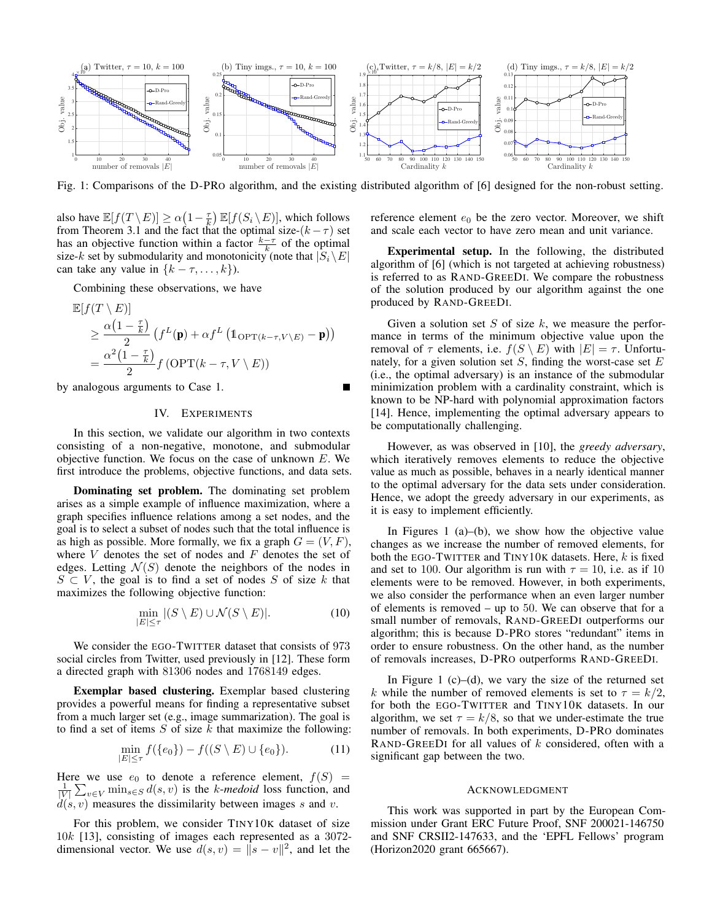Fig. 1: Comparisons of the D-PRO algorithm, and the existing distributed algorithm of [6] designed for the non-robust setting.

also have $\mathbb{E}[f(T \setminus E)] \geq \alpha\big(1 - \frac{\tau}{k}\big)\, \mathbb{E}[f(S_i \setminus E)]$, which follows from Theorem 3.1 and the fact that the optimal size-$(k-\tau)$ set has an objective function within a factor $\frac{k-\tau}{k}$ of the optimal size-$k$ set by submodularity and monotonicity (note that $|S_i \setminus E|$ can take any value in $\{k-\tau, \dots, k\}$).

Combining these observations, we have

$$
\begin{aligned}
&\mathbb{E}[f(T \setminus E)] \\
&\quad \geq \frac{\alpha\big(1 - \frac{\tau}{k}\big)}{2}\left(f^L(\mathbf{p}) + \alpha f^L\left(\mathbb{1}_{\mathrm{OPT}(k-\tau, V\setminus E)} - \mathbf{p}\right)\right) \\
&\quad = \frac{\alpha^2\big(1 - \frac{\tau}{k}\big)}{2} f\left(\mathrm{OPT}(k-\tau, V \setminus E)\right)
\end{aligned}
$$

by analogous arguments to Case 1. ∎

## IV. EXPERIMENTS

In this section, we validate our algorithm in two contexts consisting of a non-negative, monotone, and submodular objective function. We focus on the case of unknown $E$. We first introduce the problems, objective functions, and data sets.

**Dominating set problem.** The dominating set problem arises as a simple example of influence maximization, where a graph specifies influence relations among a set nodes, and the goal is to select a subset of nodes such that the total influence is as high as possible. More formally, we fix a graph $G = (V, F)$, where $V$ denotes the set of nodes and $F$ denotes the set of edges. Letting $\mathcal{N}(S)$ denote the neighbors of the nodes in $S \subset V$, the goal is to find a set of nodes $S$ of size $k$ that maximizes the following objective function:

$$
\min_{|E| \leq \tau} |(S \setminus E) \cup \mathcal{N}(S \setminus E)|. \tag{10}
$$

We consider the EGO-TWITTER dataset that consists of 973 social circles from Twitter, used previously in [12]. These form a directed graph with 81306 nodes and 1768149 edges.

**Exemplar based clustering.** Exemplar based clustering provides a powerful means for finding a representative subset from a much larger set (e.g., image summarization). The goal is to find a set of items $S$ of size $k$ that maximize the following:

$$
\min_{|E| \leq \tau} f(\{e_0\}) - f((S \setminus E) \cup \{e_0\}). \tag{11}
$$

Here we use $e_0$ to denote a reference element, $f(S) = \frac{1}{|V|}\sum_{v \in V} \min_{s \in S} d(s, v)$ is the $k$-*medoid* loss function, and $d(s, v)$ measures the dissimilarity between images $s$ and $v$.

For this problem, we consider TINY10K dataset of size $10k$ [13], consisting of images each represented as a 3072-dimensional vector. We use $d(s, v) = \|s - v\|^2$, and let the reference element $e_0$ be the zero vector. Moreover, we shift and scale each vector to have zero mean and unit variance.

**Experimental setup.** In the following, the distributed algorithm of [6] (which is not targeted at achieving robustness) is referred to as RAND-GREEDI. We compare the robustness of the solution produced by our algorithm against the one produced by RAND-GREEDI.

Given a solution set $S$ of size $k$, we measure the performance in terms of the minimum objective value upon the removal of $\tau$ elements, i.e. $f(S \setminus E)$ with $|E| = \tau$. Unfortunately, for a given solution set $S$, finding the worst-case set $E$ (i.e., the optimal adversary) is an instance of the submodular minimization problem with a cardinality constraint, which is known to be NP-hard with polynomial approximation factors [14]. Hence, implementing the optimal adversary appears to be computationally challenging.

However, as was observed in [10], the *greedy adversary*, which iteratively removes elements to reduce the objective value as much as possible, behaves in a nearly identical manner to the optimal adversary for the data sets under consideration. Hence, we adopt the greedy adversary in our experiments, as it is easy to implement efficiently.

In Figures 1 (a)–(b), we show how the objective value changes as we increase the number of removed elements, for both the EGO-TWITTER and TINY10K datasets. Here, $k$ is fixed and set to 100. Our algorithm is run with $\tau = 10$, i.e. as if 10 elements were to be removed. However, in both experiments, we also consider the performance when an even larger number of elements is removed – up to 50. We can observe that for a small number of removals, RAND-GREEDI outperforms our algorithm; this is because D-PRO stores "redundant" items in order to ensure robustness. On the other hand, as the number of removals increases, D-PRO outperforms RAND-GREEDI.

In Figure 1 (c)–(d), we vary the size of the returned set $k$ while the number of removed elements is set to $\tau = k/2$, for both the EGO-TWITTER and TINY10K datasets. In our algorithm, we set $\tau = k/8$, so that we under-estimate the true number of removals. In both experiments, D-PRO dominates RAND-GREEDI for all values of $k$ considered, often with a significant gap between the two.

## ACKNOWLEDGMENT

This work was supported in part by the European Commission under Grant ERC Future Proof, SNF 200021-146750 and SNF CRSII2-147633, and the 'EPFL Fellows' program (Horizon2020 grant 665667).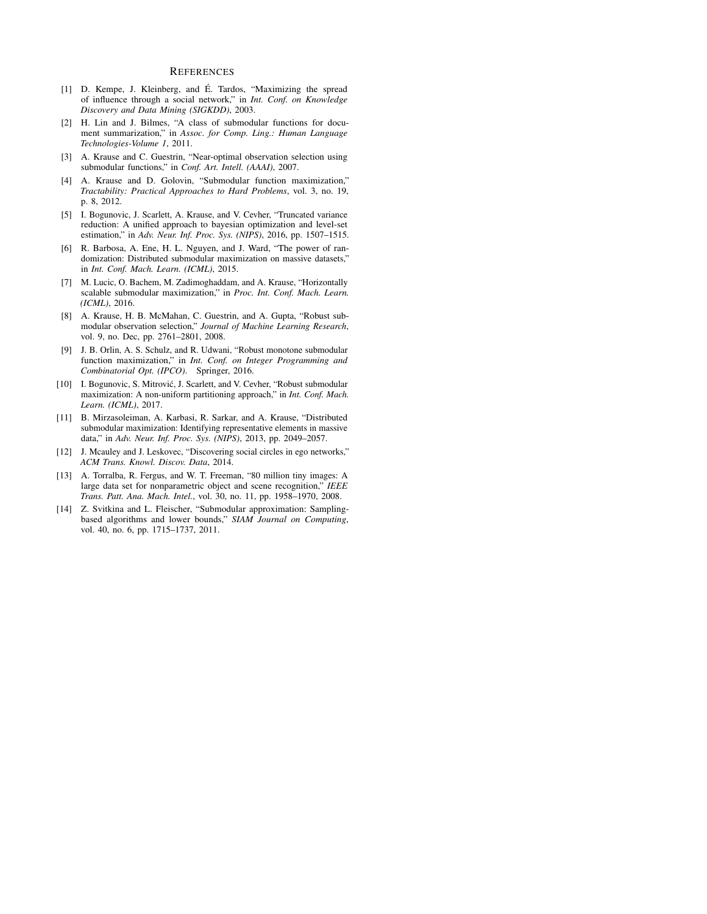# References

[1] D. Kempe, J. Kleinberg, and É. Tardos, "Maximizing the spread of influence through a social network," in *Int. Conf. on Knowledge Discovery and Data Mining (SIGKDD)*, 2003.

[2] H. Lin and J. Bilmes, "A class of submodular functions for document summarization," in *Assoc. for Comp. Ling.: Human Language Technologies-Volume 1*, 2011.

[3] A. Krause and C. Guestrin, "Near-optimal observation selection using submodular functions," in *Conf. Art. Intell. (AAAI)*, 2007.

[4] A. Krause and D. Golovin, "Submodular function maximization," *Tractability: Practical Approaches to Hard Problems*, vol. 3, no. 19, p. 8, 2012.

[5] I. Bogunovic, J. Scarlett, A. Krause, and V. Cevher, "Truncated variance reduction: A unified approach to bayesian optimization and level-set estimation," in *Adv. Neur. Inf. Proc. Sys. (NIPS)*, 2016, pp. 1507–1515.

[6] R. Barbosa, A. Ene, H. L. Nguyen, and J. Ward, "The power of randomization: Distributed submodular maximization on massive datasets," in *Int. Conf. Mach. Learn. (ICML)*, 2015.

[7] M. Lucic, O. Bachem, M. Zadimoghaddam, and A. Krause, "Horizontally scalable submodular maximization," in *Proc. Int. Conf. Mach. Learn. (ICML)*, 2016.

[8] A. Krause, H. B. McMahan, C. Guestrin, and A. Gupta, "Robust submodular observation selection," *Journal of Machine Learning Research*, vol. 9, no. Dec, pp. 2761–2801, 2008.

[9] J. B. Orlin, A. S. Schulz, and R. Udwani, "Robust monotone submodular function maximization," in *Int. Conf. on Integer Programming and Combinatorial Opt. (IPCO)*. Springer, 2016.

[10] I. Bogunovic, S. Mitrović, J. Scarlett, and V. Cevher, "Robust submodular maximization: A non-uniform partitioning approach," in *Int. Conf. Mach. Learn. (ICML)*, 2017.

[11] B. Mirzasoleiman, A. Karbasi, R. Sarkar, and A. Krause, "Distributed submodular maximization: Identifying representative elements in massive data," in *Adv. Neur. Inf. Proc. Sys. (NIPS)*, 2013, pp. 2049–2057.

[12] J. Mcauley and J. Leskovec, "Discovering social circles in ego networks," *ACM Trans. Knowl. Discov. Data*, 2014.

[13] A. Torralba, R. Fergus, and W. T. Freeman, "80 million tiny images: A large data set for nonparametric object and scene recognition," *IEEE Trans. Patt. Ana. Mach. Intel.*, vol. 30, no. 11, pp. 1958–1970, 2008.

[14] Z. Svitkina and L. Fleischer, "Submodular approximation: Sampling-based algorithms and lower bounds," *SIAM Journal on Computing*, vol. 40, no. 6, pp. 1715–1737, 2011.